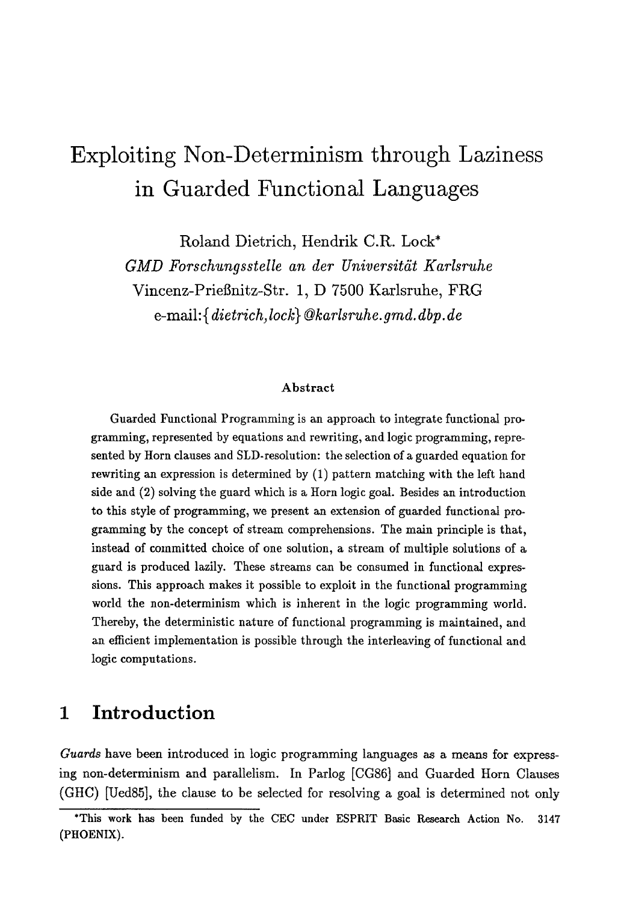# Exploiting Non-Determinism through Laziness in Guarded Functional Languages

Roland Dietrich, Hendrik C.R. Lock*

*GMD Forschungsstelle an der Universität Karlsruhe*

Vincenz-Prießnitz-Str. 1, D 7500 Karlsruhe, FRG

e-mail:{*dietrich,lock*}*@karlsruhe.gmd.dbp.de*

### Abstract

Guarded Functional Programming is an approach to integrate functional programming, represented by equations and rewriting, and logic programming, represented by Horn clauses and SLD-resolution: the selection of a guarded equation for rewriting an expression is determined by (1) pattern matching with the left hand side and (2) solving the guard which is a Horn logic goal. Besides an introduction to this style of programming, we present an extension of guarded functional programming by the concept of stream comprehensions. The main principle is that, instead of committed choice of one solution, a stream of multiple solutions of a guard is produced lazily. These streams can be consumed in functional expressions. This approach makes it possible to exploit in the functional programming world the non-determinism which is inherent in the logic programming world. Thereby, the deterministic nature of functional programming is maintained, and an efficient implementation is possible through the interleaving of functional and logic computations.

## 1 Introduction

*Guards* have been introduced in logic programming languages as a means for expressing non-determinism and parallelism. In Parlog [CG86] and Guarded Horn Clauses (GHC) [Ued85], the clause to be selected for resolving a goal is determined not only

*This work has been funded by the CEC under ESPRIT Basic Research Action No. 3147 (PHOENIX).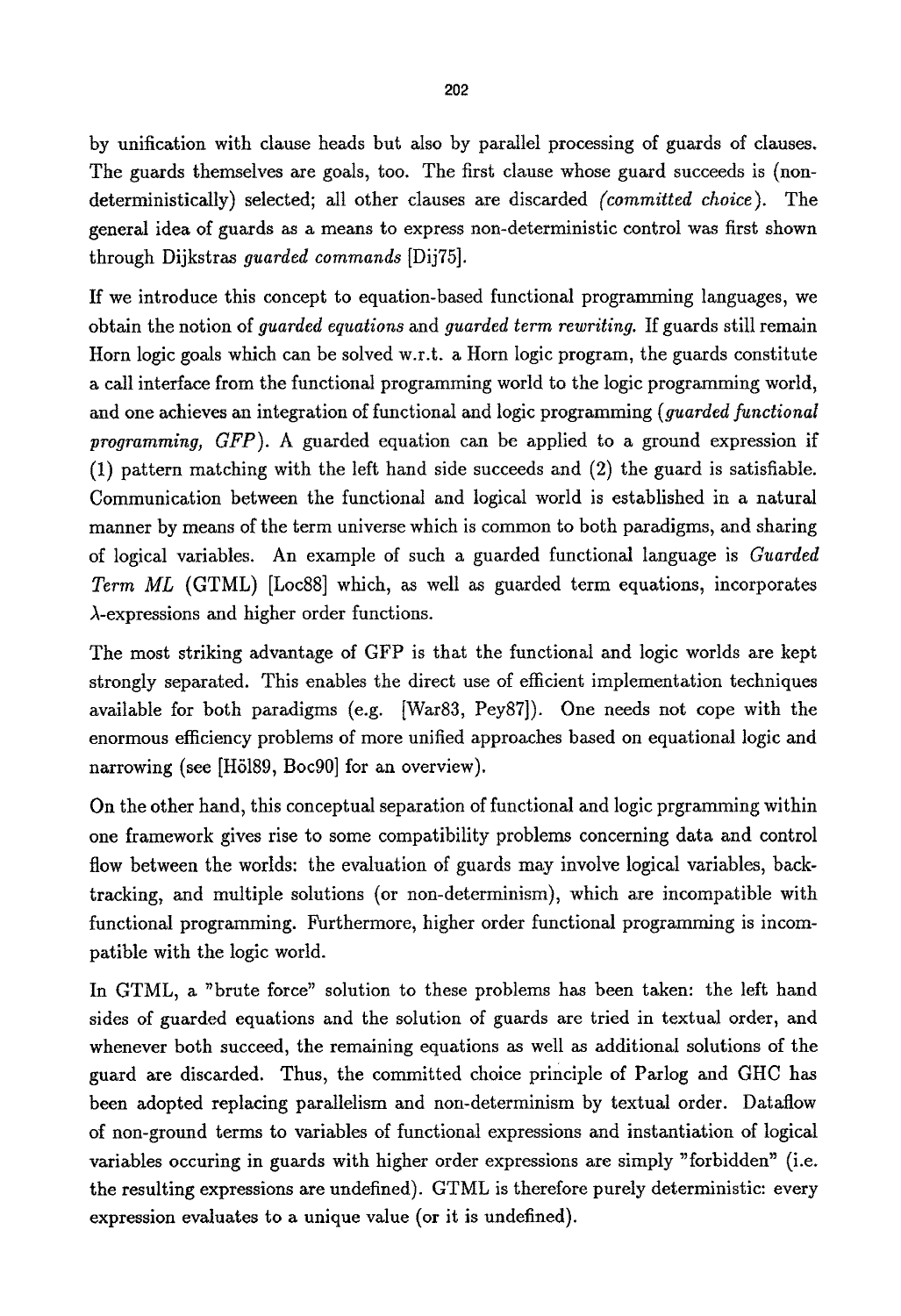by unification with clause heads but also by parallel processing of guards of clauses. The guards themselves are goals, too. The first clause whose guard succeeds is (non-deterministically) selected; all other clauses are discarded *(committed choice)*. The general idea of guards as a means to express non-deterministic control was first shown through Dijkstras *guarded commands* [Dij75].

If we introduce this concept to equation-based functional programming languages, we obtain the notion of *guarded equations* and *guarded term rewriting.* If guards still remain Horn logic goals which can be solved w.r.t. a Horn logic program, the guards constitute a call interface from the functional programming world to the logic programming world, and one achieves an integration of functional and logic programming (*guarded functional programming, GFP*). A guarded equation can be applied to a ground expression if (1) pattern matching with the left hand side succeeds and (2) the guard is satisfiable. Communication between the functional and logical world is established in a natural manner by means of the term universe which is common to both paradigms, and sharing of logical variables. An example of such a guarded functional language is *Guarded Term ML* (GTML) [Loc88] which, as well as guarded term equations, incorporates $\lambda$-expressions and higher order functions.

The most striking advantage of GFP is that the functional and logic worlds are kept strongly separated. This enables the direct use of efficient implementation techniques available for both paradigms (e.g. [War83, Pey87]). One needs not cope with the enormous efficiency problems of more unified approaches based on equational logic and narrowing (see [Höl89, Boc90] for an overview).

On the other hand, this conceptual separation of functional and logic prgramming within one framework gives rise to some compatibility problems concerning data and control flow between the worlds: the evaluation of guards may involve logical variables, backtracking, and multiple solutions (or non-determinism), which are incompatible with functional programming. Furthermore, higher order functional programming is incompatible with the logic world.

In GTML, a "brute force" solution to these problems has been taken: the left hand sides of guarded equations and the solution of guards are tried in textual order, and whenever both succeed, the remaining equations as well as additional solutions of the guard are discarded. Thus, the committed choice principle of Parlog and GHC has been adopted replacing parallelism and non-determinism by textual order. Dataflow of non-ground terms to variables of functional expressions and instantiation of logical variables occuring in guards with higher order expressions are simply "forbidden" (i.e. the resulting expressions are undefined). GTML is therefore purely deterministic: every expression evaluates to a unique value (or it is undefined).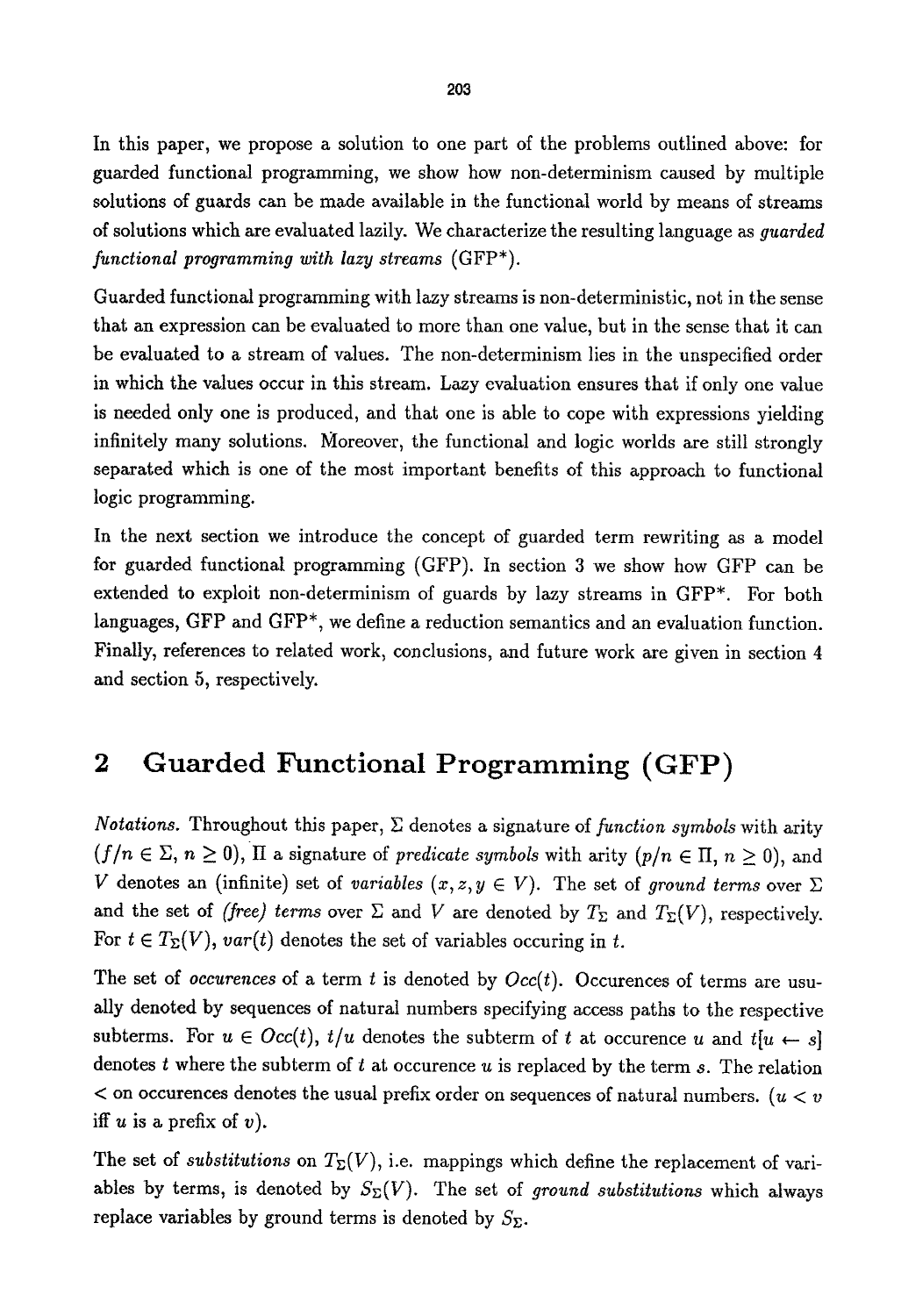In this paper, we propose a solution to one part of the problems outlined above: for guarded functional programming, we show how non-determinism caused by multiple solutions of guards can be made available in the functional world by means of streams of solutions which are evaluated lazily. We characterize the resulting language as *guarded functional programming with lazy streams* (GFP*).

Guarded functional programming with lazy streams is non-deterministic, not in the sense that an expression can be evaluated to more than one value, but in the sense that it can be evaluated to a stream of values. The non-determinism lies in the unspecified order in which the values occur in this stream. Lazy evaluation ensures that if only one value is needed only one is produced, and that one is able to cope with expressions yielding infinitely many solutions. Moreover, the functional and logic worlds are still strongly separated which is one of the most important benefits of this approach to functional logic programming.

In the next section we introduce the concept of guarded term rewriting as a model for guarded functional programming (GFP). In section 3 we show how GFP can be extended to exploit non-determinism of guards by lazy streams in GFP*. For both languages, GFP and GFP*, we define a reduction semantics and an evaluation function. Finally, references to related work, conclusions, and future work are given in section 4 and section 5, respectively.

## 2 Guarded Functional Programming (GFP)

*Notations.* Throughout this paper, $\Sigma$ denotes a signature of *function symbols* with arity ($f/n \in \Sigma$, $n \geq 0$), $\Pi$ a signature of *predicate symbols* with arity ($p/n \in \Pi$, $n \geq 0$), and $V$ denotes an (infinite) set of *variables* ($x, z, y \in V$). The set of *ground terms* over $\Sigma$ and the set of *(free) terms* over $\Sigma$ and $V$ are denoted by $T_\Sigma$ and $T_\Sigma(V)$, respectively. For $t \in T_\Sigma(V)$, $var(t)$ denotes the set of variables occuring in $t$.

The set of *occurences* of a term $t$ is denoted by $Occ(t)$. Occurences of terms are usually denoted by sequences of natural numbers specifying access paths to the respective subterms. For $u \in Occ(t)$, $t/u$ denotes the subterm of $t$ at occurence $u$ and $t[u \leftarrow s]$ denotes $t$ where the subterm of $t$ at occurence $u$ is replaced by the term $s$. The relation $<$ on occurences denotes the usual prefix order on sequences of natural numbers. ($u < v$ iff $u$ is a prefix of $v$).

The set of *substitutions* on $T_\Sigma(V)$, i.e. mappings which define the replacement of variables by terms, is denoted by $S_\Sigma(V)$. The set of *ground substitutions* which always replace variables by ground terms is denoted by $S_\Sigma$.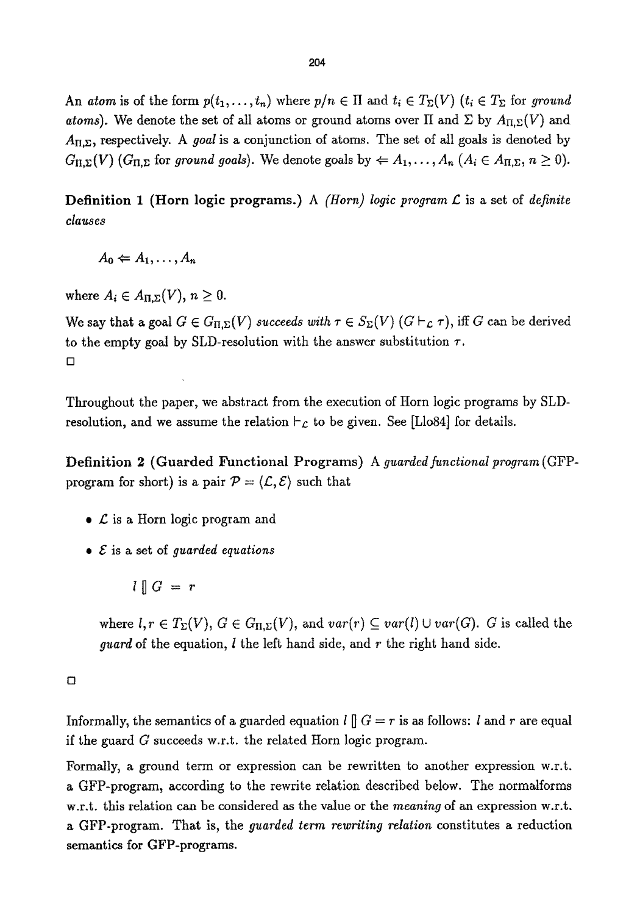An *atom* is of the form $p(t_1, \ldots, t_n)$ where $p/n \in \Pi$ and $t_i \in T_\Sigma(V)$ ($t_i \in T_\Sigma$ for *ground atoms*). We denote the set of all atoms or ground atoms over $\Pi$ and $\Sigma$ by $A_{\Pi,\Sigma}(V)$ and $A_{\Pi,\Sigma}$, respectively. A *goal* is a conjunction of atoms. The set of all goals is denoted by $G_{\Pi,\Sigma}(V)$ ($G_{\Pi,\Sigma}$ for *ground goals*). We denote goals by $\Leftarrow A_1, \ldots, A_n$ ($A_i \in A_{\Pi,\Sigma}$, $n \geq 0$).

**Definition 1 (Horn logic programs.)** A *(Horn) logic program* $\mathcal{L}$ is a set of *definite clauses*

$$A_0 \Leftarrow A_1, \ldots, A_n$$

where $A_i \in A_{\Pi,\Sigma}(V)$, $n \geq 0$.

We say that a goal $G \in G_{\Pi,\Sigma}(V)$ *succeeds with* $\tau \in S_\Sigma(V)$ ($G \vdash_{\mathcal{L}} \tau$), iff $G$ can be derived to the empty goal by SLD-resolution with the answer substitution $\tau$.

□

Throughout the paper, we abstract from the execution of Horn logic programs by SLD-resolution, and we assume the relation $\vdash_{\mathcal{L}}$ to be given. See [Llo84] for details.

**Definition 2 (Guarded Functional Programs)** A *guarded functional program* (GFP-program for short) is a pair $\mathcal{P} = \langle \mathcal{L}, \mathcal{E} \rangle$ such that

- $\mathcal{L}$ is a Horn logic program and
- $\mathcal{E}$ is a set of *guarded equations*

$$l \,[]\, G = r$$

where $l, r \in T_\Sigma(V)$, $G \in G_{\Pi,\Sigma}(V)$, and $var(r) \subseteq var(l) \cup var(G)$. $G$ is called the *guard* of the equation, $l$ the left hand side, and $r$ the right hand side.

□

Informally, the semantics of a guarded equation $l \,[]\, G = r$ is as follows: $l$ and $r$ are equal if the guard $G$ succeeds w.r.t. the related Horn logic program.

Formally, a ground term or expression can be rewritten to another expression w.r.t. a GFP-program, according to the rewrite relation described below. The normalforms w.r.t. this relation can be considered as the value or the *meaning* of an expression w.r.t. a GFP-program. That is, the *guarded term rewriting relation* constitutes a reduction semantics for GFP-programs.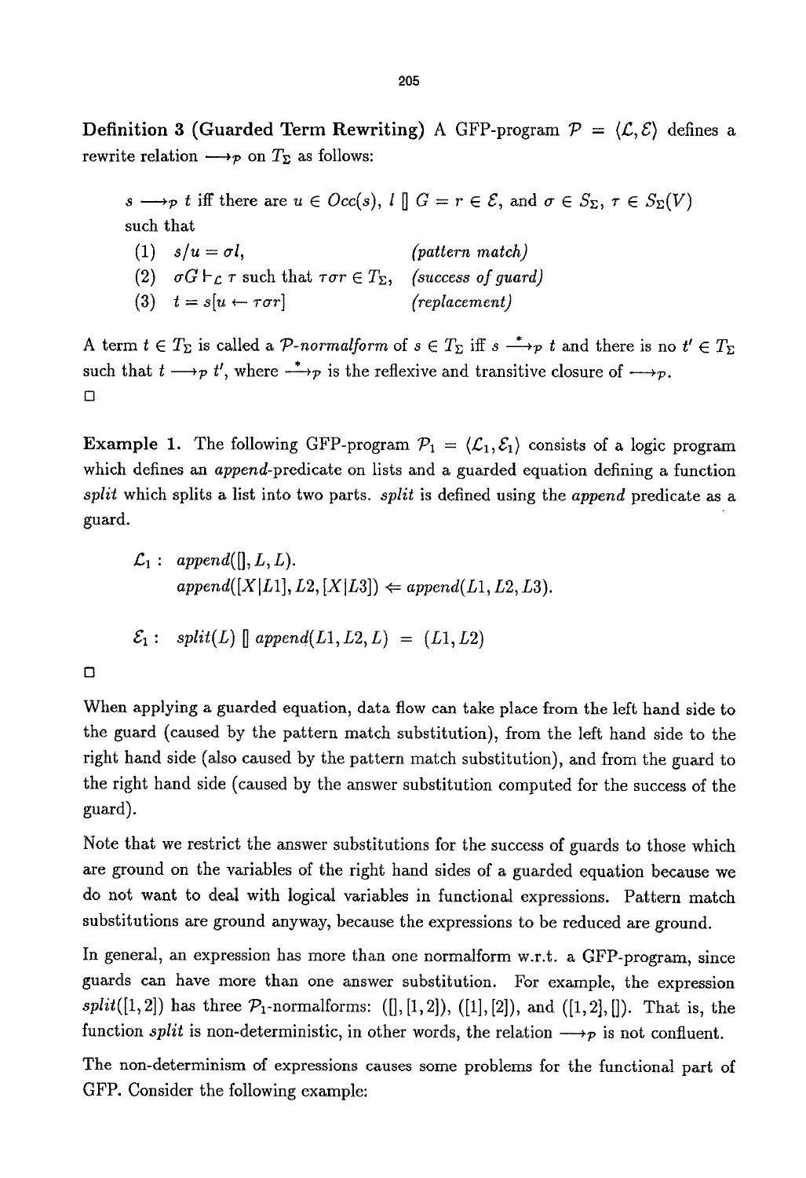**Definition 3 (Guarded Term Rewriting)** A GFP-program $\mathcal{P} = \langle \mathcal{L}, \mathcal{E} \rangle$ defines a rewrite relation $\longrightarrow_{\mathcal{P}}$ on $T_\Sigma$ as follows:

> $s \longrightarrow_{\mathcal{P}} t$ iff there are $u \in Occ(s)$, $l \; [] \; G = r \in \mathcal{E}$, and $\sigma \in S_\Sigma$, $\tau \in S_\Sigma(V)$ such that
>
> (1) $s/u = \sigma l$, *(pattern match)*
>
> (2) $\sigma G \vdash_{\mathcal{L}} \tau$ such that $\tau\sigma r \in T_\Sigma$, *(success of guard)*
>
> (3) $t = s[u \leftarrow \tau\sigma r]$ *(replacement)*

A term $t \in T_\Sigma$ is called a *$\mathcal{P}$-normalform* of $s \in T_\Sigma$ iff $s \stackrel{*}{\longrightarrow}_{\mathcal{P}} t$ and there is no $t' \in T_\Sigma$ such that $t \longrightarrow_{\mathcal{P}} t'$, where $\stackrel{*}{\longrightarrow}_{\mathcal{P}}$ is the reflexive and transitive closure of $\longrightarrow_{\mathcal{P}}$.

□

**Example 1.** The following GFP-program $\mathcal{P}_1 = \langle \mathcal{L}_1, \mathcal{E}_1 \rangle$ consists of a logic program which defines an *append*-predicate on lists and a guarded equation defining a function *split* which splits a list into two parts. *split* is defined using the *append* predicate as a guard.

$$\mathcal{L}_1 : \; append([], L, L).$$
$$append([X|L1], L2, [X|L3]) \Leftarrow append(L1, L2, L3).$$

$$\mathcal{E}_1 : \; split(L) \; [] \; append(L1, L2, L) \; = \; (L1, L2)$$

□

When applying a guarded equation, data flow can take place from the left hand side to the guard (caused by the pattern match substitution), from the left hand side to the right hand side (also caused by the pattern match substitution), and from the guard to the right hand side (caused by the answer substitution computed for the success of the guard).

Note that we restrict the answer substitutions for the success of guards to those which are ground on the variables of the right hand sides of a guarded equation because we do not want to deal with logical variables in functional expressions. Pattern match substitutions are ground anyway, because the expressions to be reduced are ground.

In general, an expression has more than one normalform w.r.t. a GFP-program, since guards can have more than one answer substitution. For example, the expression $split([1,2])$ has three $\mathcal{P}_1$-normalforms: $([], [1,2])$, $([1], [2])$, and $([1,2], [])$. That is, the function *split* is non-deterministic, in other words, the relation $\longrightarrow_{\mathcal{P}}$ is not confluent.

The non-determinism of expressions causes some problems for the functional part of GFP. Consider the following example: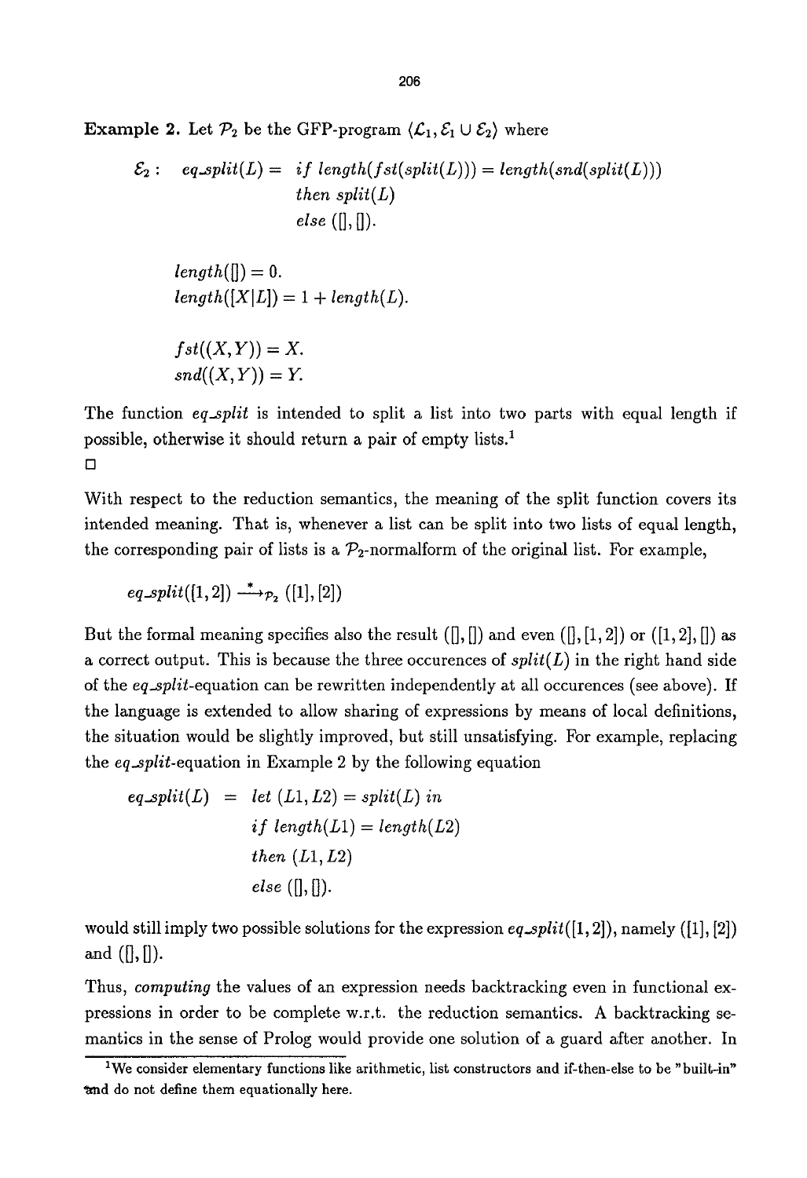**Example 2.** Let $\mathcal{P}_2$ be the GFP-program $\langle \mathcal{L}_1, \mathcal{E}_1 \cup \mathcal{E}_2 \rangle$ where

$$\begin{aligned}
\mathcal{E}_2: \quad eq\_split(L) = \; & if\ length(fst(split(L))) = length(snd(split(L))) \\
& then\ split(L) \\
& else\ ([],[]).
\end{aligned}$$

$$length([]) = 0.$$
$$length([X|L]) = 1 + length(L).$$

$$fst((X,Y)) = X.$$
$$snd((X,Y)) = Y.$$

The function *eq_split* is intended to split a list into two parts with equal length if possible, otherwise it should return a pair of empty lists.[1]

□

With respect to the reduction semantics, the meaning of the split function covers its intended meaning. That is, whenever a list can be split into two lists of equal length, the corresponding pair of lists is a $\mathcal{P}_2$-normalform of the original list. For example,

$$eq\_split([1,2]) \xrightarrow{*}_{\mathcal{P}_2} ([1],[2])$$

But the formal meaning specifies also the result $([],[])$ and even $([],[1,2])$ or $([1,2],[])$ as a correct output. This is because the three occurences of $split(L)$ in the right hand side of the *eq_split*-equation can be rewritten independently at all occurences (see above). If the language is extended to allow sharing of expressions by means of local definitions, the situation would be slightly improved, but still unsatisfying. For example, replacing the *eq_split*-equation in Example 2 by the following equation

$$\begin{aligned}
eq\_split(L) \; = \; & let\ (L1, L2) = split(L)\ in \\
& if\ length(L1) = length(L2) \\
& then\ (L1, L2) \\
& else\ ([],[]).
\end{aligned}$$

would still imply two possible solutions for the expression $eq\_split([1,2])$, namely $([1],[2])$ and $([],[])$.

Thus, *computing* the values of an expression needs backtracking even in functional expressions in order to be complete w.r.t. the reduction semantics. A backtracking semantics in the sense of Prolog would provide one solution of a guard after another. In

[1] We consider elementary functions like arithmetic, list constructors and if-then-else to be "built-in" and do not define them equationally here.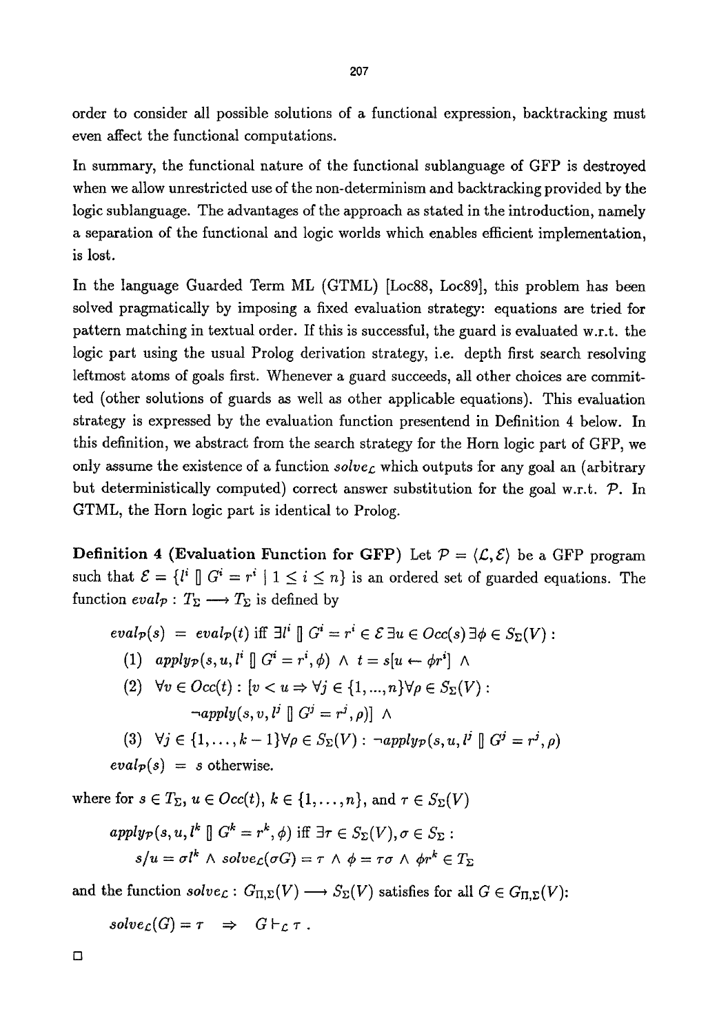order to consider all possible solutions of a functional expression, backtracking must even affect the functional computations.

In summary, the functional nature of the functional sublanguage of GFP is destroyed when we allow unrestricted use of the non-determinism and backtracking provided by the logic sublanguage. The advantages of the approach as stated in the introduction, namely a separation of the functional and logic worlds which enables efficient implementation, is lost.

In the language Guarded Term ML (GTML) [Loc88, Loc89], this problem has been solved pragmatically by imposing a fixed evaluation strategy: equations are tried for pattern matching in textual order. If this is successful, the guard is evaluated w.r.t. the logic part using the usual Prolog derivation strategy, i.e. depth first search resolving leftmost atoms of goals first. Whenever a guard succeeds, all other choices are committed (other solutions of guards as well as other applicable equations). This evaluation strategy is expressed by the evaluation function presentend in Definition 4 below. In this definition, we abstract from the search strategy for the Horn logic part of GFP, we only assume the existence of a function $solve_{\mathcal{L}}$ which outputs for any goal an (arbitrary but deterministically computed) correct answer substitution for the goal w.r.t. $\mathcal{P}$. In GTML, the Horn logic part is identical to Prolog.

**Definition 4 (Evaluation Function for GFP)** Let $\mathcal{P} = \langle \mathcal{L}, \mathcal{E} \rangle$ be a GFP program such that $\mathcal{E} = \{l^i \; [] \; G^i = r^i \mid 1 \leq i \leq n\}$ is an ordered set of guarded equations. The function $eval_{\mathcal{P}} : T_\Sigma \longrightarrow T_\Sigma$ is defined by

$$eval_{\mathcal{P}}(s) = eval_{\mathcal{P}}(t) \text{ iff } \exists l^i \; [] \; G^i = r^i \in \mathcal{E} \; \exists u \in Occ(s) \; \exists \phi \in S_\Sigma(V):$$

$$(1) \quad apply_{\mathcal{P}}(s, u, l^i \; [] \; G^i = r^i, \phi) \; \wedge \; t = s[u \leftarrow \phi r^i] \; \wedge$$

$$(2) \quad \forall v \in Occ(t) : [v < u \Rightarrow \forall j \in \{1, ..., n\} \forall \rho \in S_\Sigma(V) : \neg apply(s, v, l^j \; [] \; G^j = r^j, \rho)] \; \wedge$$

$$(3) \quad \forall j \in \{1, \ldots, k-1\} \forall \rho \in S_\Sigma(V) : \neg apply_{\mathcal{P}}(s, u, l^j \; [] \; G^j = r^j, \rho)$$

$$eval_{\mathcal{P}}(s) = s \text{ otherwise.}$$

where for $s \in T_\Sigma$, $u \in Occ(t)$, $k \in \{1, \ldots, n\}$, and $\tau \in S_\Sigma(V)$

$$apply_{\mathcal{P}}(s, u, l^k \; [] \; G^k = r^k, \phi) \text{ iff } \exists \tau \in S_\Sigma(V), \sigma \in S_\Sigma :$$
$$s/u = \sigma l^k \; \wedge \; solve_{\mathcal{L}}(\sigma G) = \tau \; \wedge \; \phi = \tau\sigma \; \wedge \; \phi r^k \in T_\Sigma$$

and the function $solve_{\mathcal{L}} : G_{\Pi,\Sigma}(V) \longrightarrow S_\Sigma(V)$ satisfies for all $G \in G_{\Pi,\Sigma}(V)$:

$$solve_{\mathcal{L}}(G) = \tau \quad \Rightarrow \quad G \vdash_{\mathcal{L}} \tau \, .$$

□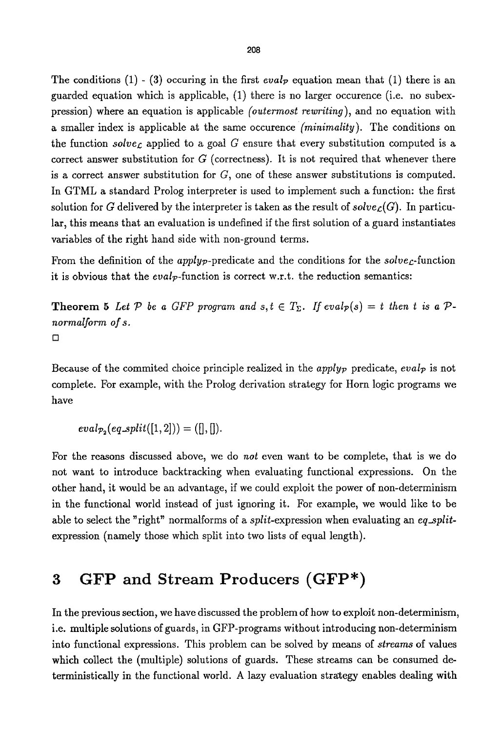The conditions (1) - (3) occuring in the first $eval_{\mathcal{P}}$ equation mean that (1) there is an guarded equation which is applicable, (1) there is no larger occurence (i.e. no subexpression) where an equation is applicable *(outermost rewriting)*, and no equation with a smaller index is applicable at the same occurence *(minimality)*. The conditions on the function $solve_{\mathcal{L}}$ applied to a goal $G$ ensure that every substitution computed is a correct answer substitution for $G$ (correctness). It is not required that whenever there is a correct answer substitution for $G$, one of these answer substitutions is computed. In GTML a standard Prolog interpreter is used to implement such a function: the first solution for $G$ delivered by the interpreter is taken as the result of $solve_{\mathcal{L}}(G)$. In particular, this means that an evaluation is undefined if the first solution of a guard instantiates variables of the right hand side with non-ground terms.

From the definition of the $apply_{\mathcal{P}}$-predicate and the conditions for the $solve_{\mathcal{L}}$-function it is obvious that the $eval_{\mathcal{P}}$-function is correct w.r.t. the reduction semantics:

**Theorem 5** *Let $\mathcal{P}$ be a GFP program and $s, t \in T_{\Sigma}$. If $eval_{\mathcal{P}}(s) = t$ then $t$ is a $\mathcal{P}$-normalform of $s$.*

□

Because of the commited choice principle realized in the $apply_{\mathcal{P}}$ predicate, $eval_{\mathcal{P}}$ is not complete. For example, with the Prolog derivation strategy for Horn logic programs we have

$$eval_{\mathcal{P}_2}(eq\_split([1,2])) = ([],[]).$$

For the reasons discussed above, we do *not* even want to be complete, that is we do not want to introduce backtracking when evaluating functional expressions. On the other hand, it would be an advantage, if we could exploit the power of non-determinism in the functional world instead of just ignoring it. For example, we would like to be able to select the "right" normalforms of a *split*-expression when evaluating an *eq_split*-expression (namely those which split into two lists of equal length).

# 3 GFP and Stream Producers (GFP*)

In the previous section, we have discussed the problem of how to exploit non-determinism, i.e. multiple solutions of guards, in GFP-programs without introducing non-determinism into functional expressions. This problem can be solved by means of *streams* of values which collect the (multiple) solutions of guards. These streams can be consumed deterministically in the functional world. A lazy evaluation strategy enables dealing with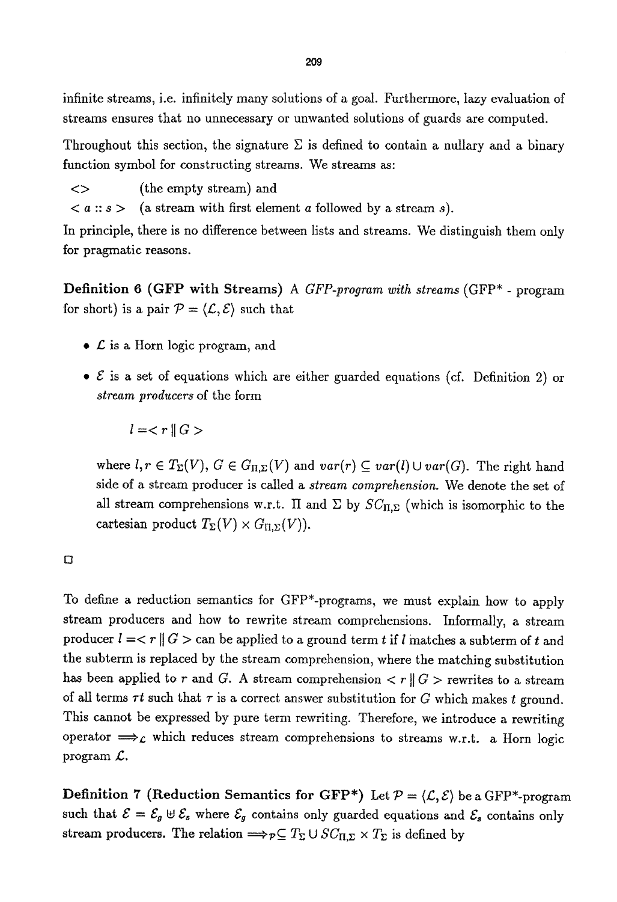infinite streams, i.e. infinitely many solutions of a goal. Furthermore, lazy evaluation of streams ensures that no unnecessary or unwanted solutions of guards are computed.

Throughout this section, the signature $\Sigma$ is defined to contain a nullary and a binary function symbol for constructing streams. We streams as:

$<>$ (the empty stream) and

$< a :: s >$ (a stream with first element $a$ followed by a stream $s$).

In principle, there is no difference between lists and streams. We distinguish them only for pragmatic reasons.

**Definition 6 (GFP with Streams)** A *GFP-program with streams* (GFP* - program for short) is a pair $\mathcal{P} = \langle \mathcal{L}, \mathcal{E} \rangle$ such that

- $\mathcal{L}$ is a Horn logic program, and
- $\mathcal{E}$ is a set of equations which are either guarded equations (cf. Definition 2) or *stream producers* of the form

$$l = < r \parallel G >$$

where $l, r \in T_\Sigma(V)$, $G \in G_{\Pi,\Sigma}(V)$ and $var(r) \subseteq var(l) \cup var(G)$. The right hand side of a stream producer is called a *stream comprehension*. We denote the set of all stream comprehensions w.r.t. $\Pi$ and $\Sigma$ by $SC_{\Pi,\Sigma}$ (which is isomorphic to the cartesian product $T_\Sigma(V) \times G_{\Pi,\Sigma}(V)$).

□

To define a reduction semantics for GFP*-programs, we must explain how to apply stream producers and how to rewrite stream comprehensions. Informally, a stream producer $l = < r \parallel G >$ can be applied to a ground term $t$ if $l$ matches a subterm of $t$ and the subterm is replaced by the stream comprehension, where the matching substitution has been applied to $r$ and $G$. A stream comprehension $< r \parallel G >$ rewrites to a stream of all terms $\tau t$ such that $\tau$ is a correct answer substitution for $G$ which makes $t$ ground. This cannot be expressed by pure term rewriting. Therefore, we introduce a rewriting operator $\Longrightarrow_\mathcal{L}$ which reduces stream comprehensions to streams w.r.t. a Horn logic program $\mathcal{L}$.

**Definition 7 (Reduction Semantics for GFP*)** Let $\mathcal{P} = \langle \mathcal{L}, \mathcal{E} \rangle$ be a GFP*-program such that $\mathcal{E} = \mathcal{E}_g \uplus \mathcal{E}_s$ where $\mathcal{E}_g$ contains only guarded equations and $\mathcal{E}_s$ contains only stream producers. The relation $\Longrightarrow_\mathcal{P} \subseteq T_\Sigma \cup SC_{\Pi,\Sigma} \times T_\Sigma$ is defined by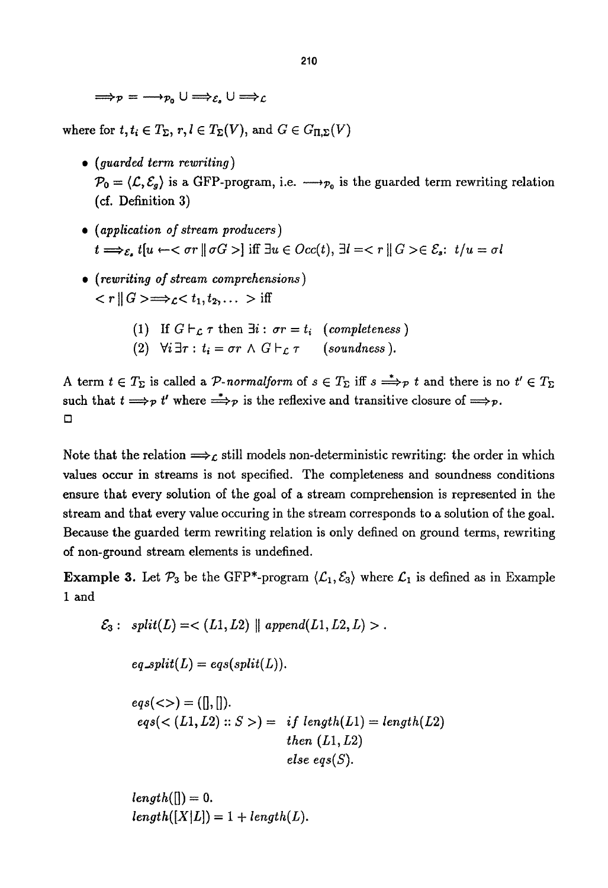$$\Longrightarrow_{\mathcal{P}} = \longrightarrow_{\mathcal{P}_0} \cup \Longrightarrow_{\mathcal{E}_s} \cup \Longrightarrow_{\mathcal{L}}$$

where for $t, t_i \in T_\Sigma$, $r, l \in T_\Sigma(V)$, and $G \in G_{\Pi,\Sigma}(V)$

- *(guarded term rewriting)*
  $\mathcal{P}_0 = \langle \mathcal{L}, \mathcal{E}_g \rangle$ is a GFP-program, i.e. $\longrightarrow_{\mathcal{P}_0}$ is the guarded term rewriting relation (cf. Definition 3)

- *(application of stream producers)*
  $t \Longrightarrow_{\mathcal{E}_s} t[u \leftarrow < \sigma r \parallel \sigma G >]$ iff $\exists u \in Occ(t), \exists l =< r \parallel G > \in \mathcal{E}_s$: $t/u = \sigma l$

- *(rewriting of stream comprehensions)*
  $< r \parallel G > \Longrightarrow_{\mathcal{L}} < t_1, t_2, \ldots >$ iff

  (1) If $G \vdash_{\mathcal{L}} \tau$ then $\exists i : \sigma r = t_i$ *(completeness)*

  (2) $\forall i \exists \tau : t_i = \sigma r \wedge G \vdash_{\mathcal{L}} \tau$ *(soundness)*.

A term $t \in T_\Sigma$ is called a *$\mathcal{P}$-normalform* of $s \in T_\Sigma$ iff $s \overset{*}{\Longrightarrow}_{\mathcal{P}} t$ and there is no $t' \in T_\Sigma$ such that $t \Longrightarrow_{\mathcal{P}} t'$ where $\overset{*}{\Longrightarrow}_{\mathcal{P}}$ is the reflexive and transitive closure of $\Longrightarrow_{\mathcal{P}}$.
□

Note that the relation $\Longrightarrow_{\mathcal{L}}$ still models non-deterministic rewriting: the order in which values occur in streams is not specified. The completeness and soundness conditions ensure that every solution of the goal of a stream comprehension is represented in the stream and that every value occuring in the stream corresponds to a solution of the goal. Because the guarded term rewriting relation is only defined on ground terms, rewriting of non-ground stream elements is undefined.

**Example 3.** Let $\mathcal{P}_3$ be the GFP*-program $\langle \mathcal{L}_1, \mathcal{E}_3 \rangle$ where $\mathcal{L}_1$ is defined as in Example 1 and

$\mathcal{E}_3$: $split(L) =< (L1, L2) \parallel append(L1, L2, L) >$.

$eq\_split(L) = eqs(split(L))$.

$eqs(<>) = ([], [])$.
$eqs(< (L1, L2) :: S >) =$ *if* $length(L1) = length(L2)$
*then* $(L1, L2)$
*else* $eqs(S)$.

$length([]) = 0$.
$length([X|L]) = 1 + length(L)$.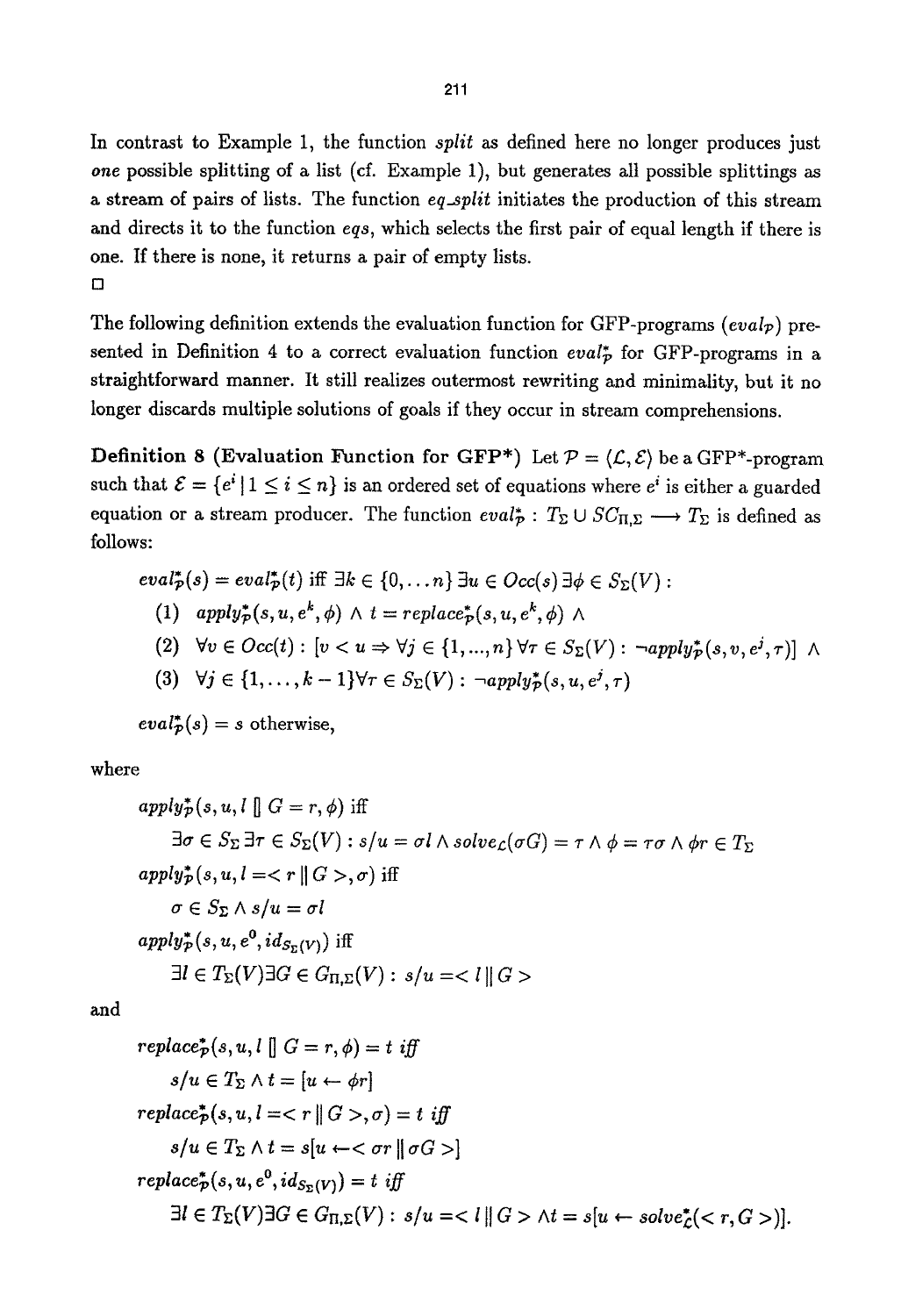In contrast to Example 1, the function *split* as defined here no longer produces just *one* possible splitting of a list (cf. Example 1), but generates all possible splittings as a stream of pairs of lists. The function *eq_split* initiates the production of this stream and directs it to the function *eqs*, which selects the first pair of equal length if there is one. If there is none, it returns a pair of empty lists.

□

The following definition extends the evaluation function for GFP-programs ($eval_{\mathcal{P}}$) presented in Definition 4 to a correct evaluation function $eval^*_{\mathcal{P}}$ for GFP-programs in a straightforward manner. It still realizes outermost rewriting and minimality, but it no longer discards multiple solutions of goals if they occur in stream comprehensions.

**Definition 8 (Evaluation Function for GFP\*)** Let $\mathcal{P} = \langle \mathcal{L}, \mathcal{E} \rangle$ be a GFP\*-program such that $\mathcal{E} = \{e^i \mid 1 \leq i \leq n\}$ is an ordered set of equations where $e^i$ is either a guarded equation or a stream producer. The function $eval^*_{\mathcal{P}} : T_\Sigma \cup SC_{\Pi,\Sigma} \longrightarrow T_\Sigma$ is defined as follows:

$eval^*_{\mathcal{P}}(s) = eval^*_{\mathcal{P}}(t)$ iff $\exists k \in \{0, \ldots n\} \, \exists u \in Occ(s) \, \exists \phi \in S_\Sigma(V)$ :

(1) $apply^*_{\mathcal{P}}(s, u, e^k, \phi) \wedge t = replace^*_{\mathcal{P}}(s, u, e^k, \phi) \wedge$

(2) $\forall v \in Occ(t) : [v < u \Rightarrow \forall j \in \{1, ..., n\} \forall \tau \in S_\Sigma(V) : \neg apply^*_{\mathcal{P}}(s, v, e^j, \tau)] \wedge$

(3) $\forall j \in \{1, \ldots, k-1\} \forall \tau \in S_\Sigma(V) : \neg apply^*_{\mathcal{P}}(s, u, e^j, \tau)$

$eval^*_{\mathcal{P}}(s) = s$ otherwise,

where

$apply^*_{\mathcal{P}}(s, u, l \,[]\, G = r, \phi)$ iff

$\exists \sigma \in S_\Sigma \, \exists \tau \in S_\Sigma(V) : s/u = \sigma l \wedge solve_{\mathcal{L}}(\sigma G) = \tau \wedge \phi = \tau\sigma \wedge \phi r \in T_\Sigma$

$apply^*_{\mathcal{P}}(s, u, l = < r \,\|\, G >, \sigma)$ iff

$\sigma \in S_\Sigma \wedge s/u = \sigma l$

$apply^*_{\mathcal{P}}(s, u, e^0, id_{S_\Sigma(V)})$ iff

$\exists l \in T_\Sigma(V) \exists G \in G_{\Pi,\Sigma}(V) : s/u = < l \,\|\, G >$

and

$replace^*_{\mathcal{P}}(s, u, l \,[]\, G = r, \phi) = t$ *iff*

$s/u \in T_\Sigma \wedge t = [u \leftarrow \phi r]$

$replace^*_{\mathcal{P}}(s, u, l = < r \,\|\, G >, \sigma) = t$ *iff*

$s/u \in T_\Sigma \wedge t = s[u \leftarrow < \sigma r \,\|\, \sigma G >]$

$replace^*_{\mathcal{P}}(s, u, e^0, id_{S_\Sigma(V)}) = t$ *iff*

$\exists l \in T_\Sigma(V) \exists G \in G_{\Pi,\Sigma}(V) : s/u = < l \,\|\, G > \wedge t = s[u \leftarrow solve^*_{\mathcal{L}}(< r, G >)]$.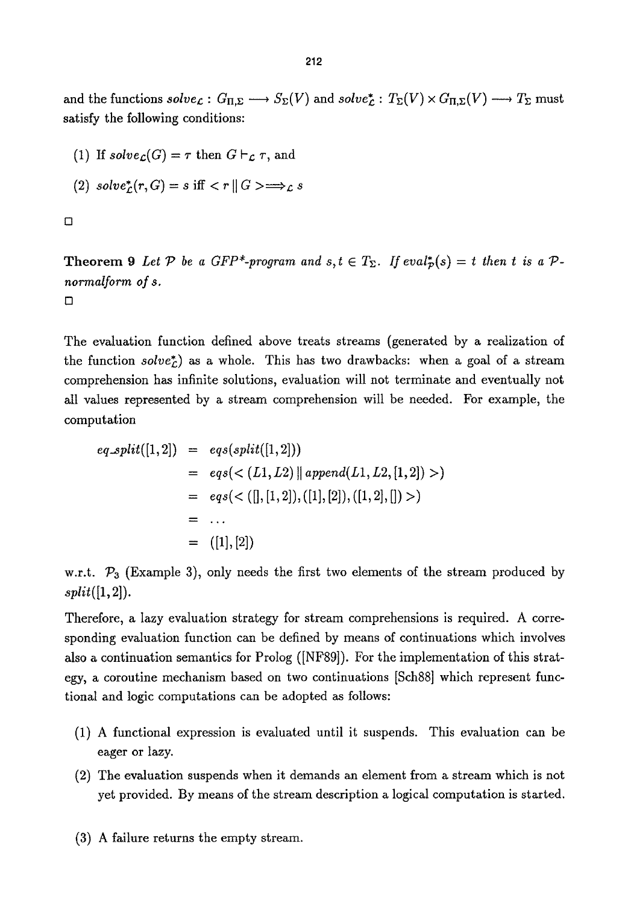and the functions $solve_{\mathcal{L}} : G_{\Pi,\Sigma} \longrightarrow S_{\Sigma}(V)$ and $solve^*_{\mathcal{L}} : T_{\Sigma}(V) \times G_{\Pi,\Sigma}(V) \longrightarrow T_{\Sigma}$ must satisfy the following conditions:

(1) If $solve_{\mathcal{L}}(G) = \tau$ then $G \vdash_{\mathcal{L}} \tau$, and

(2) $solve^*_{\mathcal{L}}(r, G) = s$ iff $< r \,||\, G > \Longrightarrow_{\mathcal{L}} s$

□

**Theorem 9** *Let $\mathcal{P}$ be a GFP$^+$-program and $s, t \in T_{\Sigma}$. If $eval^*_{\mathcal{P}}(s) = t$ then $t$ is a $\mathcal{P}$-normalform of $s$.*

□

The evaluation function defined above treats streams (generated by a realization of the function $solve^*_{\mathcal{L}}$) as a whole. This has two drawbacks: when a goal of a stream comprehension has infinite solutions, evaluation will not terminate and eventually not all values represented by a stream comprehension will be needed. For example, the computation

$$
\begin{aligned}
eq\_split([1,2]) &= eqs(split([1,2])) \\
&= eqs(< (L1, L2) \,||\, append(L1, L2, [1,2]) >) \\
&= eqs(< ([], [1,2]), ([1],[2]), ([1,2],[]) >) \\
&= \ldots \\
&= ([1],[2])
\end{aligned}
$$

w.r.t. $\mathcal{P}_3$ (Example 3), only needs the first two elements of the stream produced by $split([1,2])$.

Therefore, a lazy evaluation strategy for stream comprehensions is required. A corresponding evaluation function can be defined by means of continuations which involves also a continuation semantics for Prolog ([NF89]). For the implementation of this strategy, a coroutine mechanism based on two continuations [Sch88] which represent functional and logic computations can be adopted as follows:

(1) A functional expression is evaluated until it suspends. This evaluation can be eager or lazy.

(2) The evaluation suspends when it demands an element from a stream which is not yet provided. By means of the stream description a logical computation is started.

(3) A failure returns the empty stream.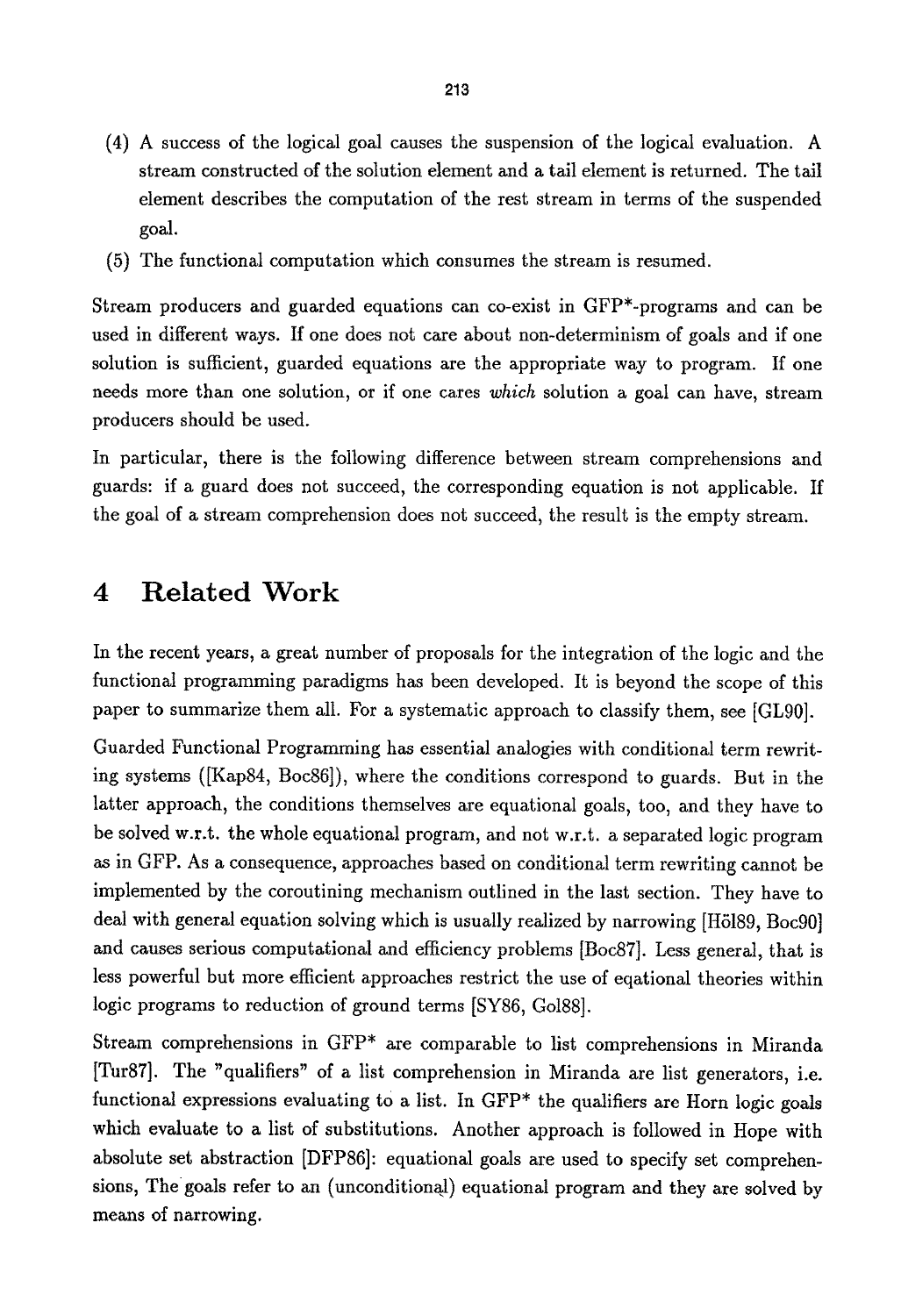(4) A success of the logical goal causes the suspension of the logical evaluation. A stream constructed of the solution element and a tail element is returned. The tail element describes the computation of the rest stream in terms of the suspended goal.

(5) The functional computation which consumes the stream is resumed.

Stream producers and guarded equations can co-exist in GFP*-programs and can be used in different ways. If one does not care about non-determinism of goals and if one solution is sufficient, guarded equations are the appropriate way to program. If one needs more than one solution, or if one cares *which* solution a goal can have, stream producers should be used.

In particular, there is the following difference between stream comprehensions and guards: if a guard does not succeed, the corresponding equation is not applicable. If the goal of a stream comprehension does not succeed, the result is the empty stream.

# 4 Related Work

In the recent years, a great number of proposals for the integration of the logic and the functional programming paradigms has been developed. It is beyond the scope of this paper to summarize them all. For a systematic approach to classify them, see [GL90].

Guarded Functional Programming has essential analogies with conditional term rewriting systems ([Kap84, Boc86]), where the conditions correspond to guards. But in the latter approach, the conditions themselves are equational goals, too, and they have to be solved w.r.t. the whole equational program, and not w.r.t. a separated logic program as in GFP. As a consequence, approaches based on conditional term rewriting cannot be implemented by the coroutining mechanism outlined in the last section. They have to deal with general equation solving which is usually realized by narrowing [Höl89, Boc90] and causes serious computational and efficiency problems [Boc87]. Less general, that is less powerful but more efficient approaches restrict the use of eqational theories within logic programs to reduction of ground terms [SY86, Gol88].

Stream comprehensions in GFP* are comparable to list comprehensions in Miranda [Tur87]. The "qualifiers" of a list comprehension in Miranda are list generators, i.e. functional expressions evaluating to a list. In GFP* the qualifiers are Horn logic goals which evaluate to a list of substitutions. Another approach is followed in Hope with absolute set abstraction [DFP86]: equational goals are used to specify set comprehensions, The goals refer to an (unconditional) equational program and they are solved by means of narrowing.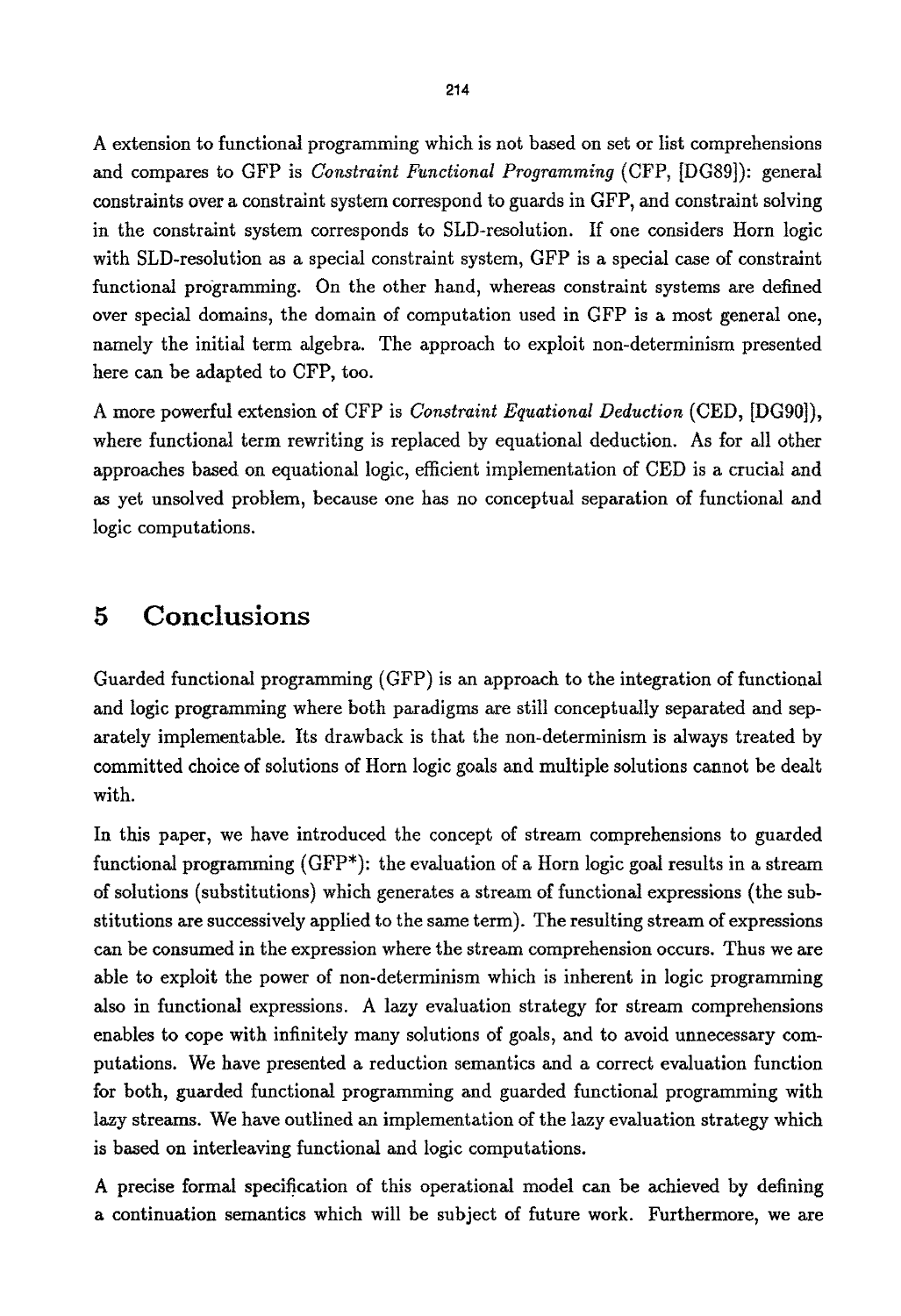A extension to functional programming which is not based on set or list comprehensions and compares to GFP is *Constraint Functional Programming* (CFP, [DG89]): general constraints over a constraint system correspond to guards in GFP, and constraint solving in the constraint system corresponds to SLD-resolution. If one considers Horn logic with SLD-resolution as a special constraint system, GFP is a special case of constraint functional programming. On the other hand, whereas constraint systems are defined over special domains, the domain of computation used in GFP is a most general one, namely the initial term algebra. The approach to exploit non-determinism presented here can be adapted to CFP, too.

A more powerful extension of CFP is *Constraint Equational Deduction* (CED, [DG90]), where functional term rewriting is replaced by equational deduction. As for all other approaches based on equational logic, efficient implementation of CED is a crucial and as yet unsolved problem, because one has no conceptual separation of functional and logic computations.

# 5 Conclusions

Guarded functional programming (GFP) is an approach to the integration of functional and logic programming where both paradigms are still conceptually separated and separately implementable. Its drawback is that the non-determinism is always treated by committed choice of solutions of Horn logic goals and multiple solutions cannot be dealt with.

In this paper, we have introduced the concept of stream comprehensions to guarded functional programming (GFP*): the evaluation of a Horn logic goal results in a stream of solutions (substitutions) which generates a stream of functional expressions (the substitutions are successively applied to the same term). The resulting stream of expressions can be consumed in the expression where the stream comprehension occurs. Thus we are able to exploit the power of non-determinism which is inherent in logic programming also in functional expressions. A lazy evaluation strategy for stream comprehensions enables to cope with infinitely many solutions of goals, and to avoid unnecessary computations. We have presented a reduction semantics and a correct evaluation function for both, guarded functional programming and guarded functional programming with lazy streams. We have outlined an implementation of the lazy evaluation strategy which is based on interleaving functional and logic computations.

A precise formal specification of this operational model can be achieved by defining a continuation semantics which will be subject of future work. Furthermore, we are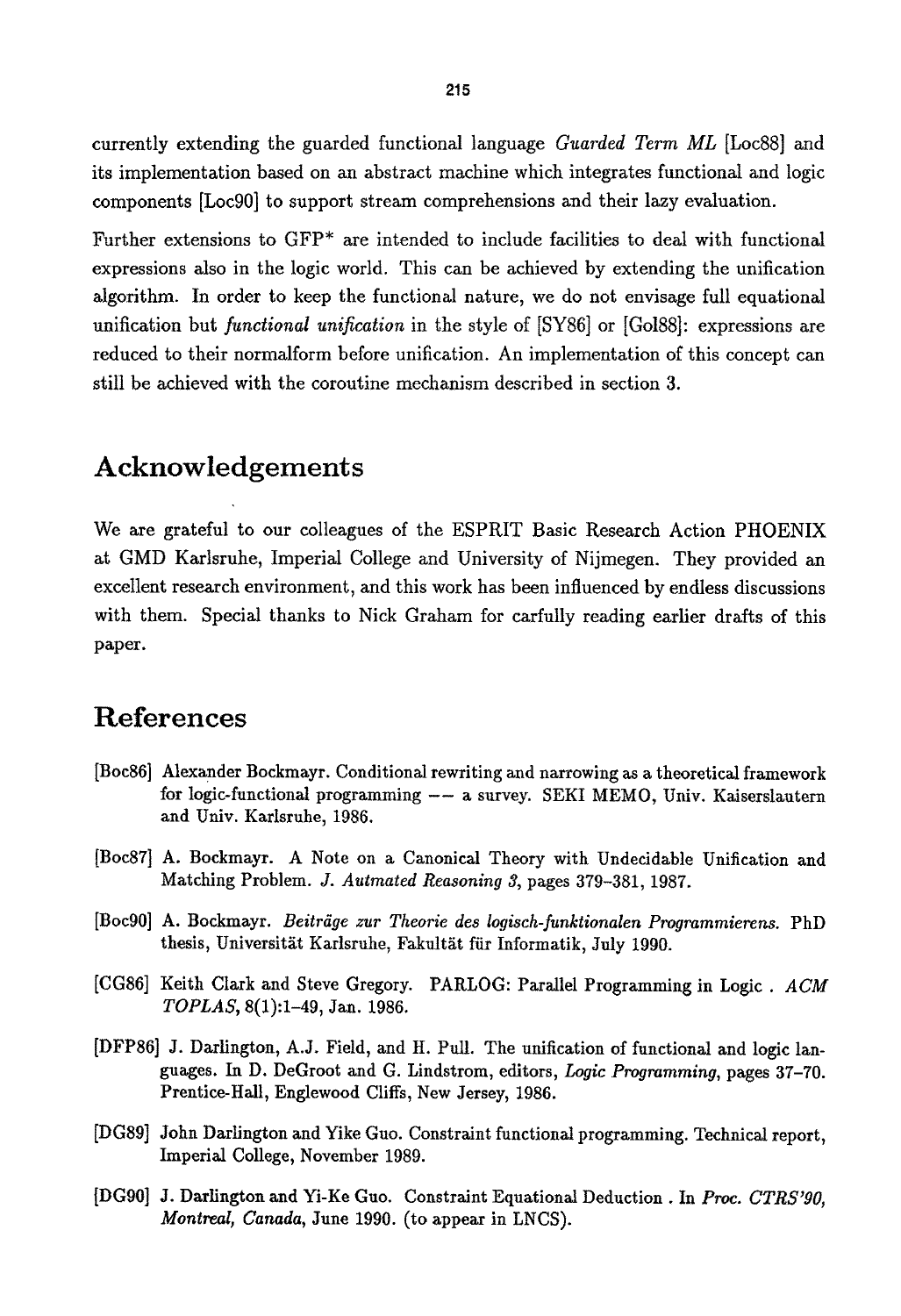currently extending the guarded functional language *Guarded Term ML* [Loc88] and its implementation based on an abstract machine which integrates functional and logic components [Loc90] to support stream comprehensions and their lazy evaluation.

Further extensions to GFP* are intended to include facilities to deal with functional expressions also in the logic world. This can be achieved by extending the unification algorithm. In order to keep the functional nature, we do not envisage full equational unification but *functional unification* in the style of [SY86] or [Gol88]: expressions are reduced to their normalform before unification. An implementation of this concept can still be achieved with the coroutine mechanism described in section 3.

# Acknowledgements

We are grateful to our colleagues of the ESPRIT Basic Research Action PHOENIX at GMD Karlsruhe, Imperial College and University of Nijmegen. They provided an excellent research environment, and this work has been influenced by endless discussions with them. Special thanks to Nick Graham for carfully reading earlier drafts of this paper.

# References

[Boc86] Alexander Bockmayr. Conditional rewriting and narrowing as a theoretical framework for logic-functional programming –– a survey. SEKI MEMO, Univ. Kaiserslautern and Univ. Karlsruhe, 1986.

[Boc87] A. Bockmayr. A Note on a Canonical Theory with Undecidable Unification and Matching Problem. *J. Autmated Reasoning 3*, pages 379–381, 1987.

[Boc90] A. Bockmayr. *Beiträge zur Theorie des logisch-funktionalen Programmierens*. PhD thesis, Universität Karlsruhe, Fakultät für Informatik, July 1990.

[CG86] Keith Clark and Steve Gregory. PARLOG: Parallel Programming in Logic . *ACM TOPLAS*, 8(1):1–49, Jan. 1986.

[DFP86] J. Darlington, A.J. Field, and H. Pull. The unification of functional and logic languages. In D. DeGroot and G. Lindstrom, editors, *Logic Programming*, pages 37–70. Prentice-Hall, Englewood Cliffs, New Jersey, 1986.

[DG89] John Darlington and Yike Guo. Constraint functional programming. Technical report, Imperial College, November 1989.

[DG90] J. Darlington and Yi-Ke Guo. Constraint Equational Deduction . In *Proc. CTRS'90, Montreal, Canada*, June 1990. (to appear in LNCS).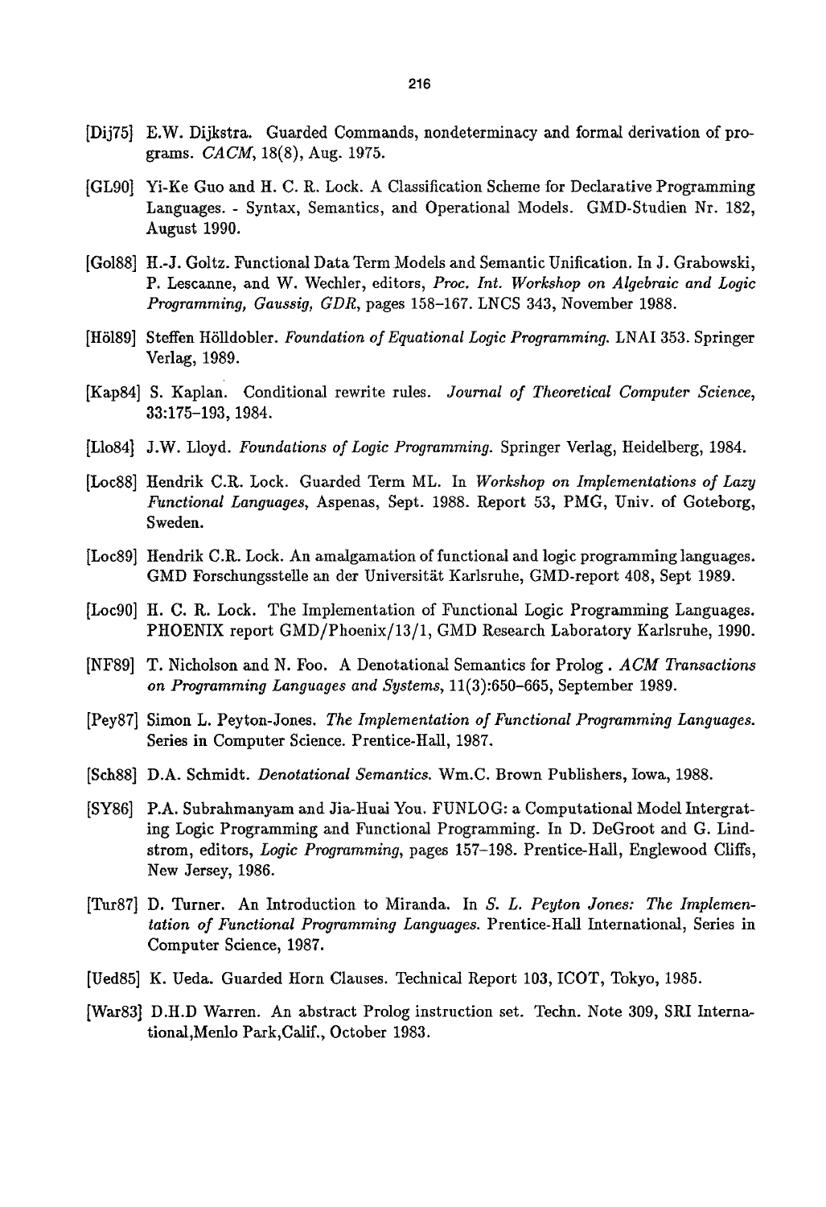[Dij75] E.W. Dijkstra. Guarded Commands, nondeterminacy and formal derivation of programs. *CACM*, 18(8), Aug. 1975.

[GL90] Yi-Ke Guo and H. C. R. Lock. A Classification Scheme for Declarative Programming Languages. - Syntax, Semantics, and Operational Models. GMD-Studien Nr. 182, August 1990.

[Gol88] H.-J. Goltz. Functional Data Term Models and Semantic Unification. In J. Grabowski, P. Lescanne, and W. Wechler, editors, *Proc. Int. Workshop on Algebraic and Logic Programming, Gaussig, GDR*, pages 158–167. LNCS 343, November 1988.

[Höl89] Steffen Hölldobler. *Foundation of Equational Logic Programming*. LNAI 353. Springer Verlag, 1989.

[Kap84] S. Kaplan. Conditional rewrite rules. *Journal of Theoretical Computer Science*, 33:175–193, 1984.

[Llo84] J.W. Lloyd. *Foundations of Logic Programming*. Springer Verlag, Heidelberg, 1984.

[Loc88] Hendrik C.R. Lock. Guarded Term ML. In *Workshop on Implementations of Lazy Functional Languages*, Aspenas, Sept. 1988. Report 53, PMG, Univ. of Goteborg, Sweden.

[Loc89] Hendrik C.R. Lock. An amalgamation of functional and logic programming languages. GMD Forschungsstelle an der Universität Karlsruhe, GMD-report 408, Sept 1989.

[Loc90] H. C. R. Lock. The Implementation of Functional Logic Programming Languages. PHOENIX report GMD/Phoenix/13/1, GMD Research Laboratory Karlsruhe, 1990.

[NF89] T. Nicholson and N. Foo. A Denotational Semantics for Prolog . *ACM Transactions on Programming Languages and Systems*, 11(3):650–665, September 1989.

[Pey87] Simon L. Peyton-Jones. *The Implementation of Functional Programming Languages*. Series in Computer Science. Prentice-Hall, 1987.

[Sch88] D.A. Schmidt. *Denotational Semantics*. Wm.C. Brown Publishers, Iowa, 1988.

[SY86] P.A. Subrahmanyam and Jia-Huai You. FUNLOG: a Computational Model Intergrating Logic Programming and Functional Programming. In D. DeGroot and G. Lindstrom, editors, *Logic Programming*, pages 157–198. Prentice-Hall, Englewood Cliffs, New Jersey, 1986.

[Tur87] D. Turner. An Introduction to Miranda. In *S. L. Peyton Jones: The Implementation of Functional Programming Languages*. Prentice-Hall International, Series in Computer Science, 1987.

[Ued85] K. Ueda. Guarded Horn Clauses. Technical Report 103, ICOT, Tokyo, 1985.

[War83] D.H.D Warren. An abstract Prolog instruction set. Techn. Note 309, SRI International,Menlo Park,Calif., October 1983.